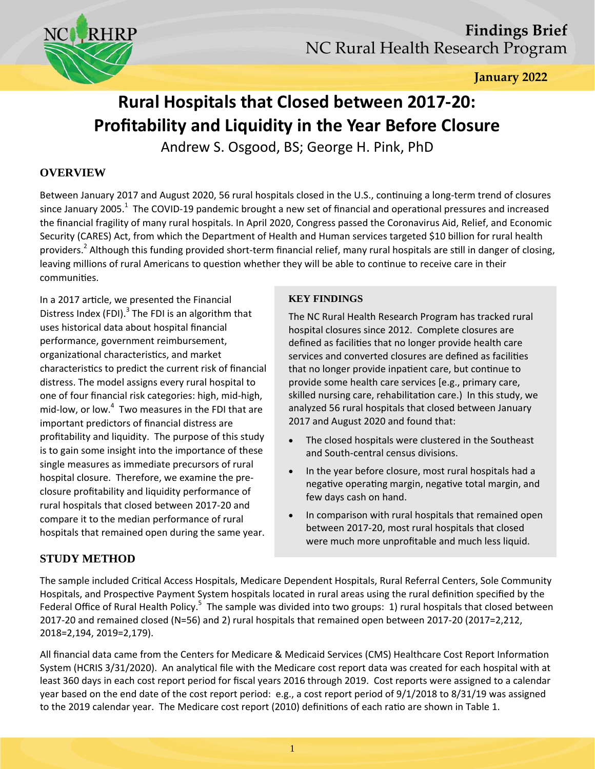**Findings Brief**
NC Rural Health Research Program

**January 2022**

# Rural Hospitals that Closed between 2017-20: Profitability and Liquidity in the Year Before Closure

Andrew S. Osgood, BS; George H. Pink, PhD

## OVERVIEW

Between January 2017 and August 2020, 56 rural hospitals closed in the U.S., continuing a long-term trend of closures since January 2005.[1] The COVID-19 pandemic brought a new set of financial and operational pressures and increased the financial fragility of many rural hospitals. In April 2020, Congress passed the Coronavirus Aid, Relief, and Economic Security (CARES) Act, from which the Department of Health and Human services targeted $10 billion for rural health providers.[2] Although this funding provided short-term financial relief, many rural hospitals are still in danger of closing, leaving millions of rural Americans to question whether they will be able to continue to receive care in their communities.

In a 2017 article, we presented the Financial Distress Index (FDI).[3] The FDI is an algorithm that uses historical data about hospital financial performance, government reimbursement, organizational characteristics, and market characteristics to predict the current risk of financial distress. The model assigns every rural hospital to one of four financial risk categories: high, mid-high, mid-low, or low.[4] Two measures in the FDI that are important predictors of financial distress are profitability and liquidity. The purpose of this study is to gain some insight into the importance of these single measures as immediate precursors of rural hospital closure. Therefore, we examine the pre-closure profitability and liquidity performance of rural hospitals that closed between 2017-20 and compare it to the median performance of rural hospitals that remained open during the same year.

### KEY FINDINGS

The NC Rural Health Research Program has tracked rural hospital closures since 2012. Complete closures are defined as facilities that no longer provide health care services and converted closures are defined as facilities that no longer provide inpatient care, but continue to provide some health care services [e.g., primary care, skilled nursing care, rehabilitation care.) In this study, we analyzed 56 rural hospitals that closed between January 2017 and August 2020 and found that:

- The closed hospitals were clustered in the Southeast and South-central census divisions.
- In the year before closure, most rural hospitals had a negative operating margin, negative total margin, and few days cash on hand.
- In comparison with rural hospitals that remained open between 2017-20, most rural hospitals that closed were much more unprofitable and much less liquid.

## STUDY METHOD

The sample included Critical Access Hospitals, Medicare Dependent Hospitals, Rural Referral Centers, Sole Community Hospitals, and Prospective Payment System hospitals located in rural areas using the rural definition specified by the Federal Office of Rural Health Policy.[5] The sample was divided into two groups: 1) rural hospitals that closed between 2017-20 and remained closed (N=56) and 2) rural hospitals that remained open between 2017-20 (2017=2,212, 2018=2,194, 2019=2,179).

All financial data came from the Centers for Medicare & Medicaid Services (CMS) Healthcare Cost Report Information System (HCRIS 3/31/2020). An analytical file with the Medicare cost report data was created for each hospital with at least 360 days in each cost report period for fiscal years 2016 through 2019. Cost reports were assigned to a calendar year based on the end date of the cost report period: e.g., a cost report period of 9/1/2018 to 8/31/19 was assigned to the 2019 calendar year. The Medicare cost report (2010) definitions of each ratio are shown in Table 1.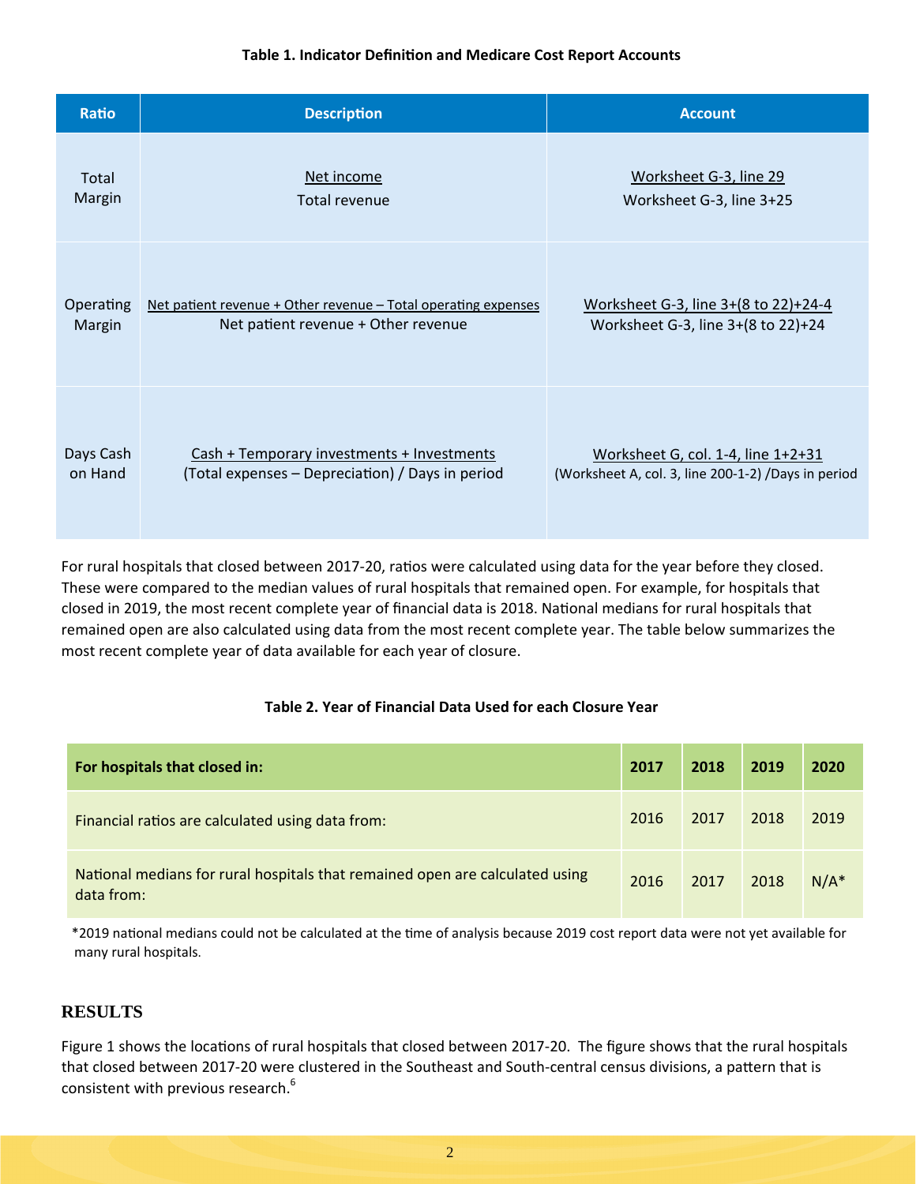**Table 1. Indicator Definition and Medicare Cost Report Accounts**

| Ratio | Description | Account |
|---|---|---|
| Total Margin | Net income / Total revenue | Worksheet G-3, line 29 / Worksheet G-3, line 3+25 |
| Operating Margin | Net patient revenue + Other revenue – Total operating expenses / Net patient revenue + Other revenue | Worksheet G-3, line 3+(8 to 22)+24-4 / Worksheet G-3, line 3+(8 to 22)+24 |
| Days Cash on Hand | Cash + Temporary investments + Investments / (Total expenses – Depreciation) / Days in period | Worksheet G, col. 1-4, line 1+2+31 / (Worksheet A, col. 3, line 200-1-2) /Days in period |

For rural hospitals that closed between 2017-20, ratios were calculated using data for the year before they closed. These were compared to the median values of rural hospitals that remained open. For example, for hospitals that closed in 2019, the most recent complete year of financial data is 2018. National medians for rural hospitals that remained open are also calculated using data from the most recent complete year. The table below summarizes the most recent complete year of data available for each year of closure.

**Table 2. Year of Financial Data Used for each Closure Year**

| For hospitals that closed in: | 2017 | 2018 | 2019 | 2020 |
|---|---|---|---|---|
| Financial ratios are calculated using data from: | 2016 | 2017 | 2018 | 2019 |
| National medians for rural hospitals that remained open are calculated using data from: | 2016 | 2017 | 2018 | N/A* |

*2019 national medians could not be calculated at the time of analysis because 2019 cost report data were not yet available for many rural hospitals.

## RESULTS

Figure 1 shows the locations of rural hospitals that closed between 2017-20. The figure shows that the rural hospitals that closed between 2017-20 were clustered in the Southeast and South-central census divisions, a pattern that is consistent with previous research.[6]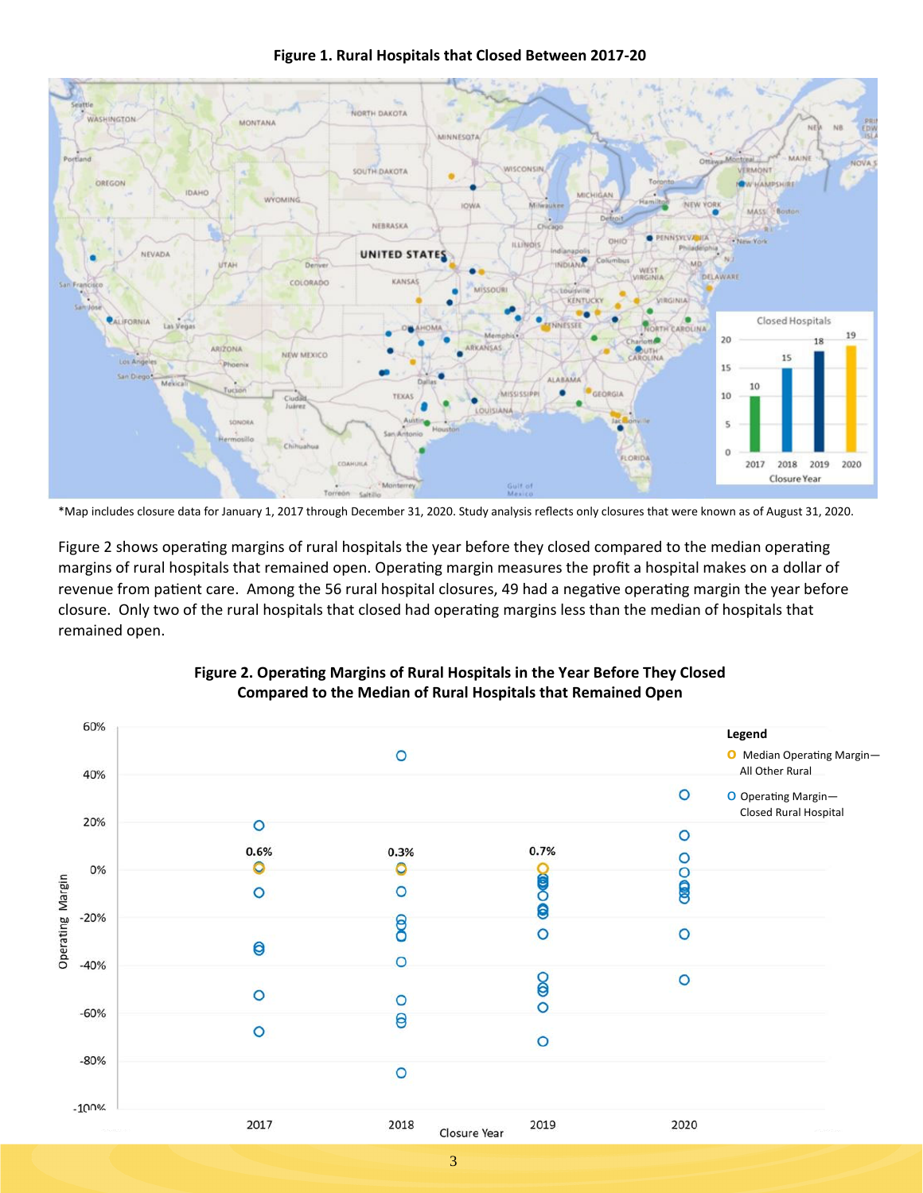**Figure 1. Rural Hospitals that Closed Between 2017-20**

*Map includes closure data for January 1, 2017 through December 31, 2020. Study analysis reflects only closures that were known as of August 31, 2020.

Figure 2 shows operating margins of rural hospitals the year before they closed compared to the median operating margins of rural hospitals that remained open. Operating margin measures the profit a hospital makes on a dollar of revenue from patient care. Among the 56 rural hospital closures, 49 had a negative operating margin the year before closure. Only two of the rural hospitals that closed had operating margins less than the median of hospitals that remained open.

**Figure 2. Operating Margins of Rural Hospitals in the Year Before They Closed Compared to the Median of Rural Hospitals that Remained Open**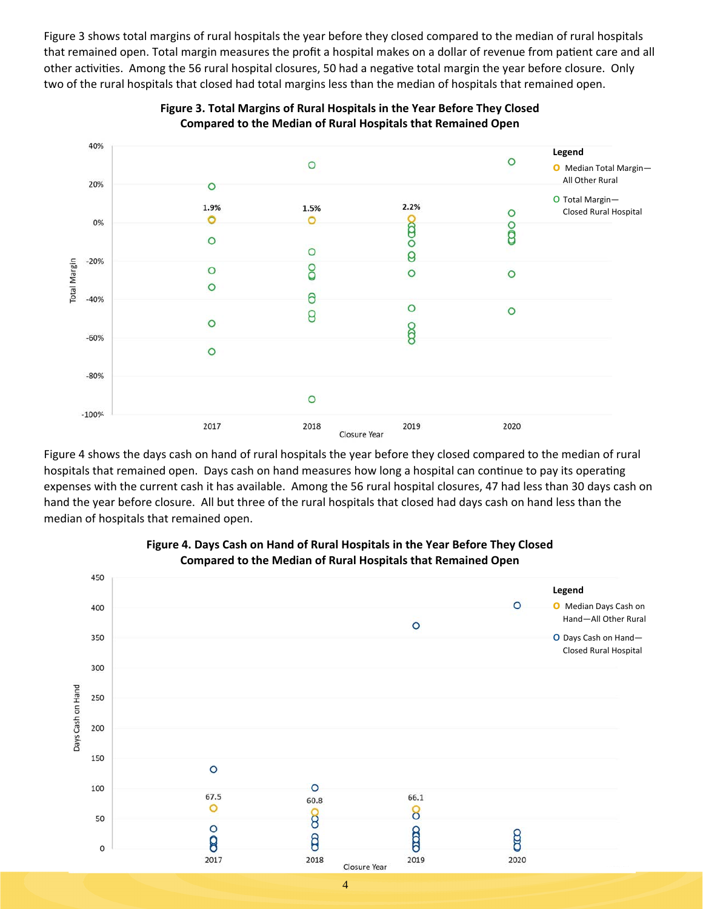Figure 3 shows total margins of rural hospitals the year before they closed compared to the median of rural hospitals that remained open. Total margin measures the profit a hospital makes on a dollar of revenue from patient care and all other activities. Among the 56 rural hospital closures, 50 had a negative total margin the year before closure. Only two of the rural hospitals that closed had total margins less than the median of hospitals that remained open.

**Figure 3. Total Margins of Rural Hospitals in the Year Before They Closed Compared to the Median of Rural Hospitals that Remained Open**

Figure 4 shows the days cash on hand of rural hospitals the year before they closed compared to the median of rural hospitals that remained open. Days cash on hand measures how long a hospital can continue to pay its operating expenses with the current cash it has available. Among the 56 rural hospital closures, 47 had less than 30 days cash on hand the year before closure. All but three of the rural hospitals that closed had days cash on hand less than the median of hospitals that remained open.

**Figure 4. Days Cash on Hand of Rural Hospitals in the Year Before They Closed Compared to the Median of Rural Hospitals that Remained Open**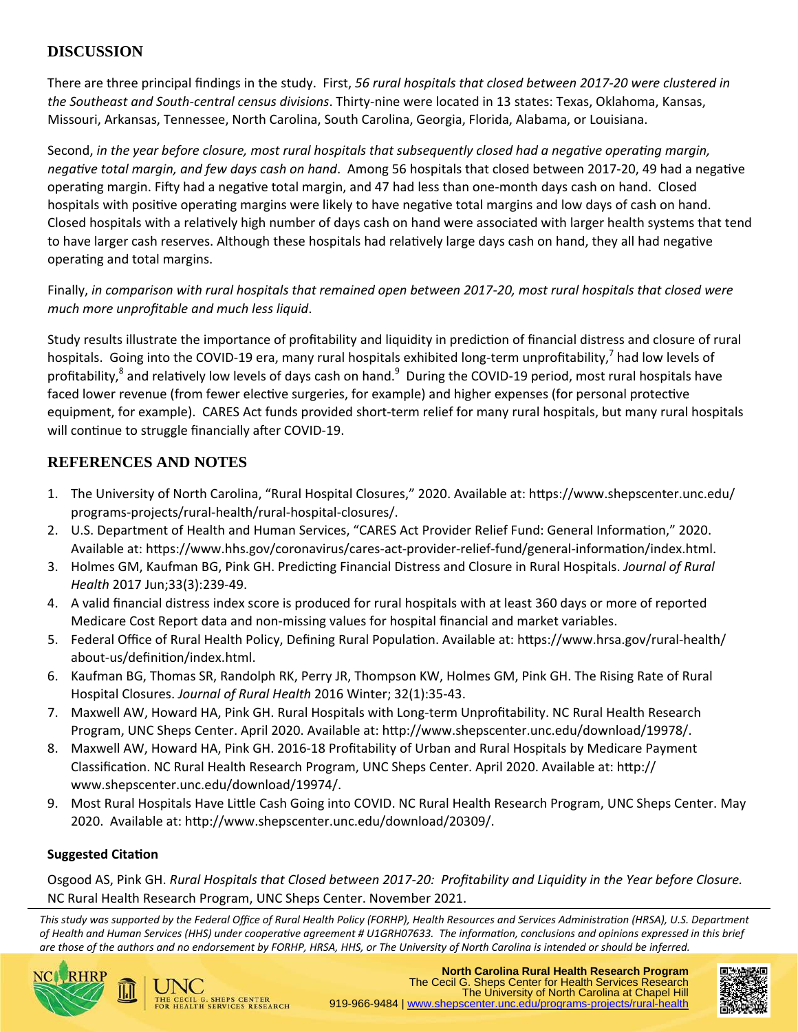## DISCUSSION

There are three principal findings in the study. First, *56 rural hospitals that closed between 2017-20 were clustered in the Southeast and South-central census divisions*. Thirty-nine were located in 13 states: Texas, Oklahoma, Kansas, Missouri, Arkansas, Tennessee, North Carolina, South Carolina, Georgia, Florida, Alabama, or Louisiana.

Second, *in the year before closure, most rural hospitals that subsequently closed had a negative operating margin, negative total margin, and few days cash on hand*. Among 56 hospitals that closed between 2017-20, 49 had a negative operating margin. Fifty had a negative total margin, and 47 had less than one-month days cash on hand. Closed hospitals with positive operating margins were likely to have negative total margins and low days of cash on hand. Closed hospitals with a relatively high number of days cash on hand were associated with larger health systems that tend to have larger cash reserves. Although these hospitals had relatively large days cash on hand, they all had negative operating and total margins.

Finally, *in comparison with rural hospitals that remained open between 2017-20, most rural hospitals that closed were much more unprofitable and much less liquid*.

Study results illustrate the importance of profitability and liquidity in prediction of financial distress and closure of rural hospitals. Going into the COVID-19 era, many rural hospitals exhibited long-term unprofitability,[7] had low levels of profitability,[8] and relatively low levels of days cash on hand.[9] During the COVID-19 period, most rural hospitals have faced lower revenue (from fewer elective surgeries, for example) and higher expenses (for personal protective equipment, for example). CARES Act funds provided short-term relief for many rural hospitals, but many rural hospitals will continue to struggle financially after COVID-19.

## REFERENCES AND NOTES

1. The University of North Carolina, "Rural Hospital Closures," 2020. Available at: https://www.shepscenter.unc.edu/programs-projects/rural-health/rural-hospital-closures/.
2. U.S. Department of Health and Human Services, "CARES Act Provider Relief Fund: General Information," 2020. Available at: https://www.hhs.gov/coronavirus/cares-act-provider-relief-fund/general-information/index.html.
3. Holmes GM, Kaufman BG, Pink GH. Predicting Financial Distress and Closure in Rural Hospitals. *Journal of Rural Health* 2017 Jun;33(3):239-49.
4. A valid financial distress index score is produced for rural hospitals with at least 360 days or more of reported Medicare Cost Report data and non-missing values for hospital financial and market variables.
5. Federal Office of Rural Health Policy, Defining Rural Population. Available at: https://www.hrsa.gov/rural-health/about-us/definition/index.html.
6. Kaufman BG, Thomas SR, Randolph RK, Perry JR, Thompson KW, Holmes GM, Pink GH. The Rising Rate of Rural Hospital Closures. *Journal of Rural Health* 2016 Winter; 32(1):35-43.
7. Maxwell AW, Howard HA, Pink GH. Rural Hospitals with Long-term Unprofitability. NC Rural Health Research Program, UNC Sheps Center. April 2020. Available at: http://www.shepscenter.unc.edu/download/19978/.
8. Maxwell AW, Howard HA, Pink GH. 2016-18 Profitability of Urban and Rural Hospitals by Medicare Payment Classification. NC Rural Health Research Program, UNC Sheps Center. April 2020. Available at: http://www.shepscenter.unc.edu/download/19974/.
9. Most Rural Hospitals Have Little Cash Going into COVID. NC Rural Health Research Program, UNC Sheps Center. May 2020. Available at: http://www.shepscenter.unc.edu/download/20309/.

**Suggested Citation**

Osgood AS, Pink GH. *Rural Hospitals that Closed between 2017-20: Profitability and Liquidity in the Year before Closure.* NC Rural Health Research Program, UNC Sheps Center. November 2021.

*This study was supported by the Federal Office of Rural Health Policy (FORHP), Health Resources and Services Administration (HRSA), U.S. Department of Health and Human Services (HHS) under cooperative agreement # U1GRH07633. The information, conclusions and opinions expressed in this brief are those of the authors and no endorsement by FORHP, HRSA, HHS, or The University of North Carolina is intended or should be inferred.*

**North Carolina Rural Health Research Program**
The Cecil G. Sheps Center for Health Services Research
The University of North Carolina at Chapel Hill
919-966-9484 | www.shepscenter.unc.edu/programs-projects/rural-health